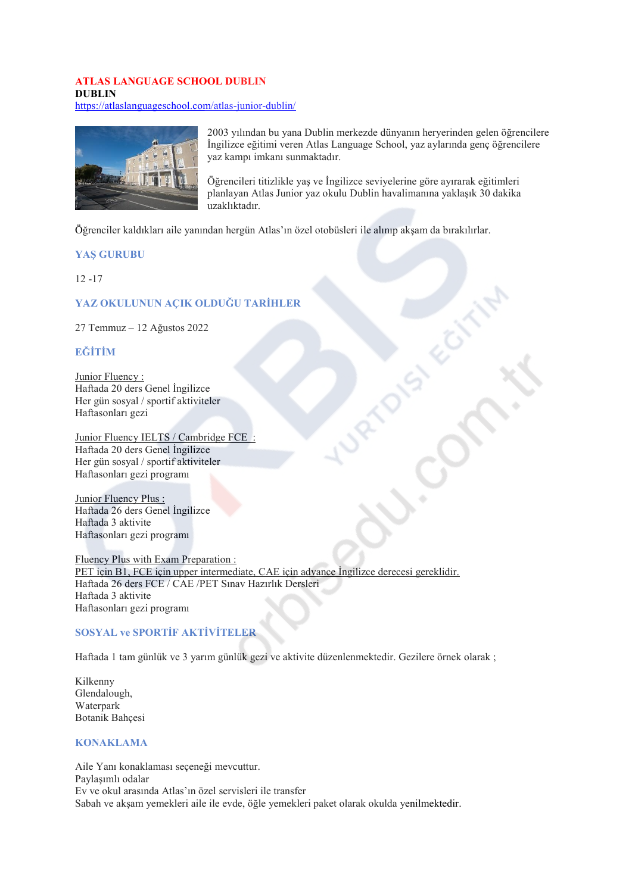# ATLAS LANGUAGE SCHOOL DUBLIN

**DUBLIN**

https://atlaslanguageschool.com/atlas-junior-dublin/

2003 yılından bu yana Dublin merkezde dünyanın heryerinden gelen öğrencilere İngilizce eğitimi veren Atlas Language School, yaz aylarında genç öğrencilere yaz kampı imkanı sunmaktadır.

Öğrencileri titizlikle yaş ve İngilizce seviyelerine göre ayırarak eğitimleri planlayan Atlas Junior yaz okulu Dublin havalimanına yaklaşık 30 dakika uzaklıktadır.

Öğrenciler kaldıkları aile yanından hergün Atlas'ın özel otobüsleri ile alınıp akşam da bırakılırlar.

## YAŞ GURUBU

12 -17

## YAZ OKULUNUN AÇIK OLDUĞU TARİHLER

27 Temmuz – 12 Ağustos 2022

## EĞİTİM

Junior Fluency :
Haftada 20 ders Genel İngilizce
Her gün sosyal / sportif aktiviteler
Haftasonları gezi

Junior Fluency IELTS / Cambridge FCE :
Haftada 20 ders Genel İngilizce
Her gün sosyal / sportif aktiviteler
Haftasonları gezi programı

Junior Fluency Plus :
Haftada 26 ders Genel İngilizce
Haftada 3 aktivite
Haftasonları gezi programı

Fluency Plus with Exam Preparation :
PET için B1, FCE için upper intermediate, CAE için advance İngilizce derecesi gereklidir.
Haftada 26 ders FCE / CAE /PET Sınav Hazırlık Dersleri
Haftada 3 aktivite
Haftasonları gezi programı

## SOSYAL ve SPORTİF AKTİVİTELER

Haftada 1 tam günlük ve 3 yarım günlük gezi ve aktivite düzenlenmektedir. Gezilere örnek olarak ;

Kilkenny
Glendalough,
Waterpark
Botanik Bahçesi

## KONAKLAMA

Aile Yanı konaklaması seçeneği mevcuttur.
Paylaşımlı odalar
Ev ve okul arasında Atlas'ın özel servisleri ile transfer
Sabah ve akşam yemekleri aile ile evde, öğle yemekleri paket olarak okulda yenilmektedir.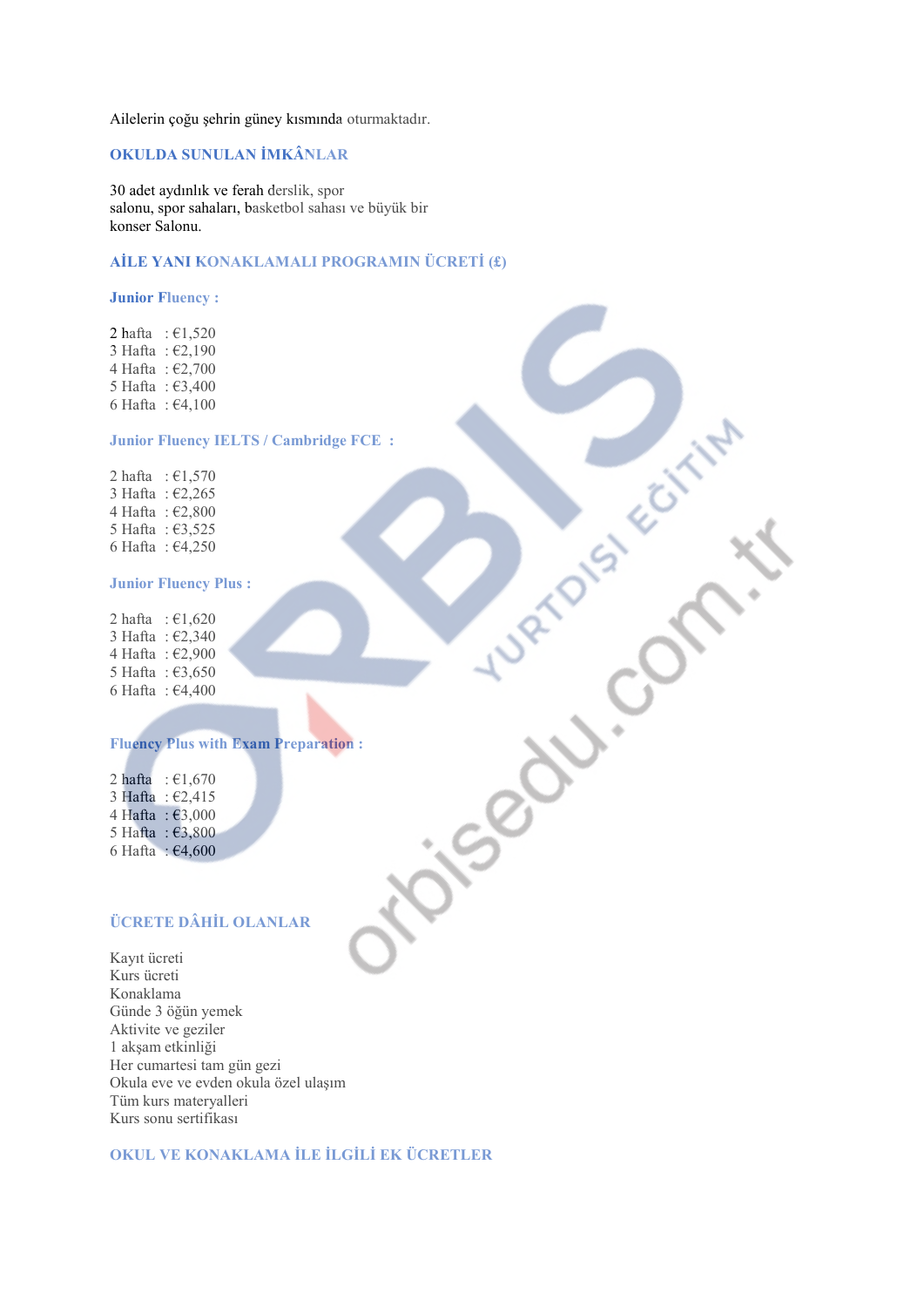Ailelerin çoğu şehrin güney kısmında oturmaktadır.

## OKULDA SUNULAN İMKÂNLAR

30 adet aydınlık ve ferah derslik, spor
salonu, spor sahaları, basketbol sahası ve büyük bir
konser Salonu.

## AİLE YANI KONAKLAMALI PROGRAMIN ÜCRETİ (£)

### Junior Fluency :

2 hafta : €1,520
3 Hafta : €2,190
4 Hafta : €2,700
5 Hafta : €3,400
6 Hafta : €4,100

### Junior Fluency IELTS / Cambridge FCE :

2 hafta : €1,570
3 Hafta : €2,265
4 Hafta : €2,800
5 Hafta : €3,525
6 Hafta : €4,250

### Junior Fluency Plus :

2 hafta : €1,620
3 Hafta : €2,340
4 Hafta : €2,900
5 Hafta : €3,650
6 Hafta : €4,400

### Fluency Plus with Exam Preparation :

2 hafta : €1,670
3 Hafta : €2,415
4 Hafta : €3,000
5 Hafta : €3,800
6 Hafta : €4,600

## ÜCRETE DÂHİL OLANLAR

Kayıt ücreti
Kurs ücreti
Konaklama
Günde 3 öğün yemek
Aktivite ve geziler
1 akşam etkinliği
Her cumartesi tam gün gezi
Okula eve ve evden okula özel ulaşım
Tüm kurs materyalleri
Kurs sonu sertifikası

## OKUL VE KONAKLAMA İLE İLGİLİ EK ÜCRETLER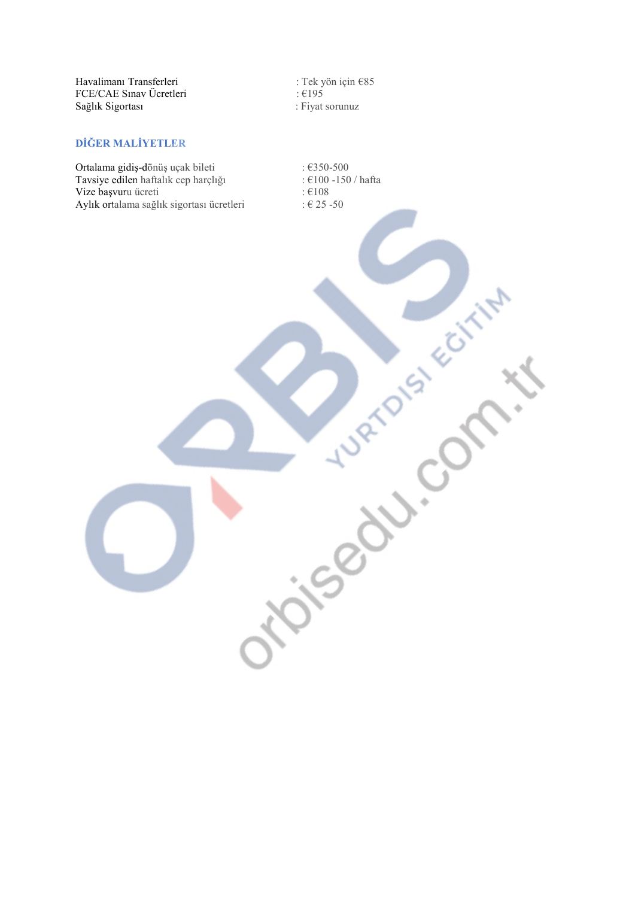| | |
|---|---|
| Havalimanı Transferleri | : Tek yön için €85 |
| FCE/CAE Sınav Ücretleri | : €195 |
| Sağlık Sigortası | : Fiyat sorunuz |

## DİĞER MALİYETLER

| | |
|---|---|
| Ortalama gidiş-dönüş uçak bileti | : €350-500 |
| Tavsiye edilen haftalık cep harçlığı | : €100 -150 / hafta |
| Vize başvuru ücreti | : €108 |
| Aylık ortalama sağlık sigortası ücretleri | : € 25 -50 |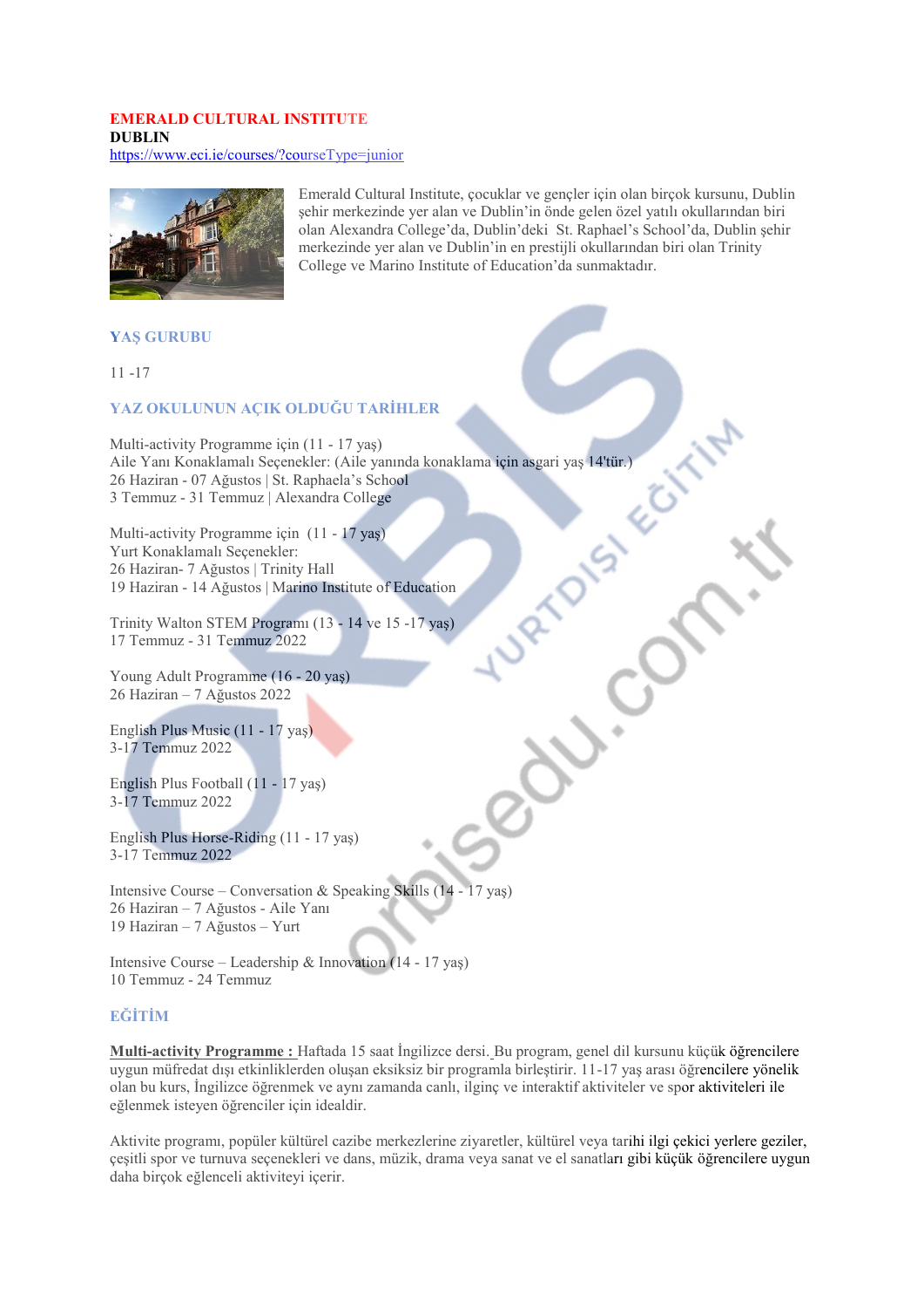**EMERALD CULTURAL INSTITUTE**
**DUBLIN**
https://www.eci.ie/courses/?courseType=junior

Emerald Cultural Institute, çocuklar ve gençler için olan birçok kursunu, Dublin şehir merkezinde yer alan ve Dublin'in önde gelen özel yatılı okullarından biri olan Alexandra College'da, Dublin'deki St. Raphael's School'da, Dublin şehir merkezinde yer alan ve Dublin'in en prestijli okullarından biri olan Trinity College ve Marino Institute of Education'da sunmaktadır.

### YAŞ GURUBU

11 -17

### YAZ OKULUNUN AÇIK OLDUĞU TARİHLER

Multi-activity Programme için (11 - 17 yaş)
Aile Yanı Konaklamalı Seçenekler: (Aile yanında konaklama için asgari yaş 14'tür.)
26 Haziran - 07 Ağustos | St. Raphaela's School
3 Temmuz - 31 Temmuz | Alexandra College

Multi-activity Programme için (11 - 17 yaş)
Yurt Konaklamalı Seçenekler:
26 Haziran- 7 Ağustos | Trinity Hall
19 Haziran - 14 Ağustos | Marino Institute of Education

Trinity Walton STEM Programı (13 - 14 ve 15 -17 yaş)
17 Temmuz - 31 Temmuz 2022

Young Adult Programme (16 - 20 yaş)
26 Haziran – 7 Ağustos 2022

English Plus Music (11 - 17 yaş)
3-17 Temmuz 2022

English Plus Football (11 - 17 yaş)
3-17 Temmuz 2022

English Plus Horse-Riding (11 - 17 yaş)
3-17 Temmuz 2022

Intensive Course – Conversation & Speaking Skills (14 - 17 yaş)
26 Haziran – 7 Ağustos - Aile Yanı
19 Haziran – 7 Ağustos – Yurt

Intensive Course – Leadership & Innovation (14 - 17 yaş)
10 Temmuz - 24 Temmuz

### EĞİTİM

**Multi-activity Programme :** Haftada 15 saat İngilizce dersi. Bu program, genel dil kursunu küçük öğrencilere uygun müfredat dışı etkinliklerden oluşan eksiksiz bir programla birleştirir. 11-17 yaş arası öğrencilere yönelik olan bu kurs, İngilizce öğrenmek ve aynı zamanda canlı, ilginç ve interaktif aktiviteler ve spor aktiviteleri ile eğlenmek isteyen öğrenciler için idealdir.

Aktivite programı, popüler kültürel cazibe merkezlerine ziyaretler, kültürel veya tarihi ilgi çekici yerlere geziler, çeşitli spor ve turnuva seçenekleri ve dans, müzik, drama veya sanat ve el sanatları gibi küçük öğrencilere uygun daha birçok eğlenceli aktiviteyi içerir.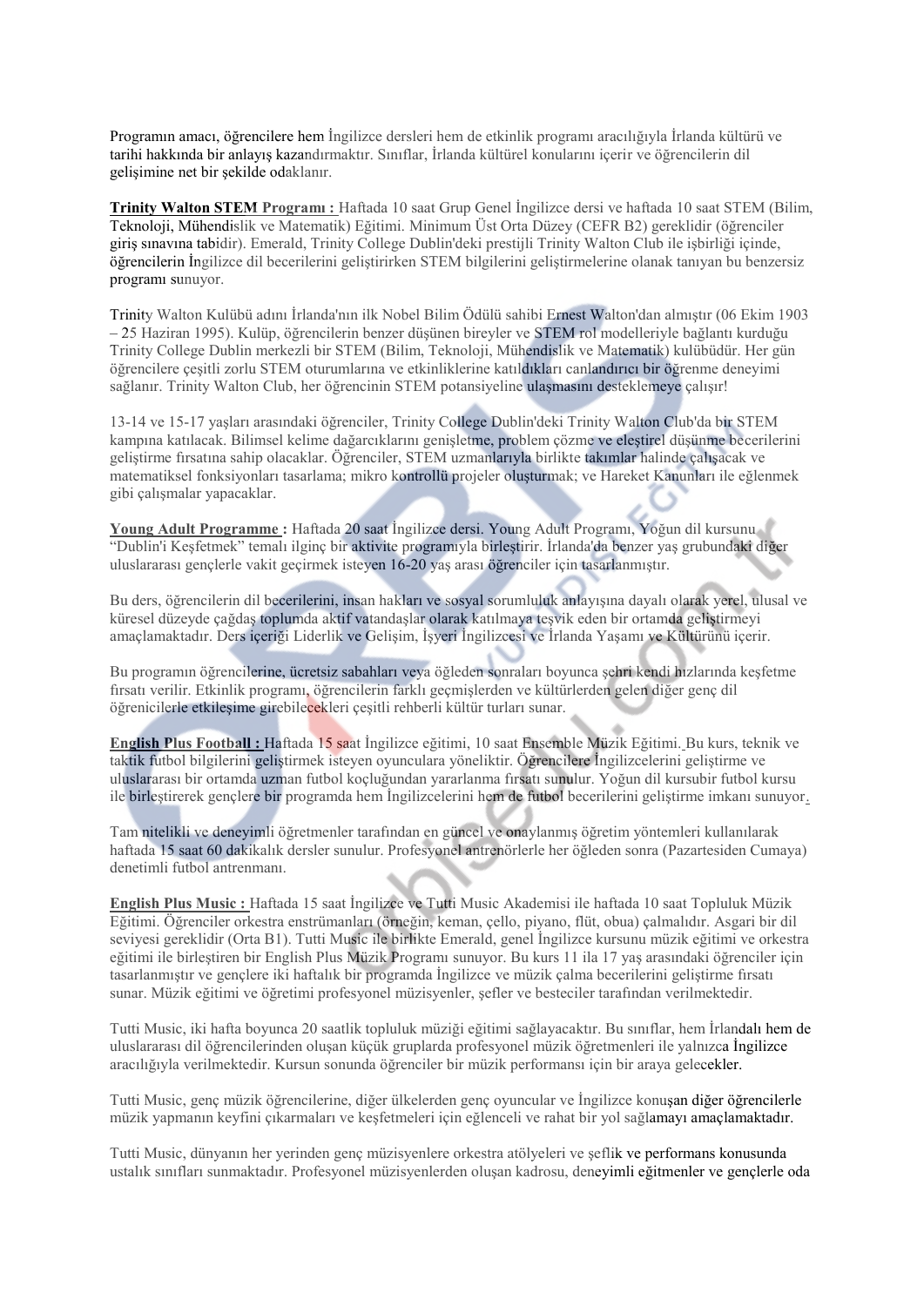Programın amacı, öğrencilere hem İngilizce dersleri hem de etkinlik programı aracılığıyla İrlanda kültürü ve tarihi hakkında bir anlayış kazandırmaktır. Sınıflar, İrlanda kültürel konularını içerir ve öğrencilerin dil gelişimine net bir şekilde odaklanır.

**Trinity Walton STEM Programı :** Haftada 10 saat Grup Genel İngilizce dersi ve haftada 10 saat STEM (Bilim, Teknoloji, Mühendislik ve Matematik) Eğitimi. Minimum Üst Orta Düzey (CEFR B2) gereklidir (öğrenciler giriş sınavına tabidir). Emerald, Trinity College Dublin'deki prestijli Trinity Walton Club ile işbirliği içinde, öğrencilerin İngilizce dil becerilerini geliştirirken STEM bilgilerini geliştirmelerine olanak tanıyan bu benzersiz programı sunuyor.

Trinity Walton Kulübü adını İrlanda'nın ilk Nobel Bilim Ödülü sahibi Ernest Walton'dan almıştır (06 Ekim 1903 – 25 Haziran 1995). Kulüp, öğrencilerin benzer düşünen bireyler ve STEM rol modelleriyle bağlantı kurduğu Trinity College Dublin merkezli bir STEM (Bilim, Teknoloji, Mühendislik ve Matematik) kulübüdür. Her gün öğrencilere çeşitli zorlu STEM oturumlarına ve etkinliklerine katıldıkları canlandırıcı bir öğrenme deneyimi sağlanır. Trinity Walton Club, her öğrencinin STEM potansiyeline ulaşmasını desteklemeye çalışır!

13-14 ve 15-17 yaşları arasındaki öğrenciler, Trinity College Dublin'deki Trinity Walton Club'da bir STEM kampına katılacak. Bilimsel kelime dağarcıklarını genişletme, problem çözme ve eleştirel düşünme becerilerini geliştirme fırsatına sahip olacaklar. Öğrenciler, STEM uzmanlarıyla birlikte takımlar halinde çalışacak ve matematiksel fonksiyonları tasarlama; mikro kontrollü projeler oluşturmak; ve Hareket Kanunları ile eğlenmek gibi çalışmalar yapacaklar.

**Young Adult Programme :** Haftada 20 saat İngilizce dersi. Young Adult Programı, Yoğun dil kursunu "Dublin'i Keşfetmek" temalı ilginç bir aktivite programıyla birleştirir. İrlanda'da benzer yaş grubundaki diğer uluslararası gençlerle vakit geçirmek isteyen 16-20 yaş arası öğrenciler için tasarlanmıştır.

Bu ders, öğrencilerin dil becerilerini, insan hakları ve sosyal sorumluluk anlayışına dayalı olarak yerel, ulusal ve küresel düzeyde çağdaş toplumda aktif vatandaşlar olarak katılmaya teşvik eden bir ortamda geliştirmeyi amaçlamaktadır. Ders içeriği Liderlik ve Gelişim, İşyeri İngilizcesi ve İrlanda Yaşamı ve Kültürünü içerir.

Bu programın öğrencilerine, ücretsiz sabahları veya öğleden sonraları boyunca şehri kendi hızlarında keşfetme fırsatı verilir. Etkinlik programı, öğrencilerin farklı geçmişlerden ve kültürlerden gelen diğer genç dil öğrenicilerle etkileşime girebilecekleri çeşitli rehberli kültür turları sunar.

**English Plus Football :** Haftada 15 saat İngilizce eğitimi, 10 saat Ensemble Müzik Eğitimi. Bu kurs, teknik ve taktik futbol bilgilerini geliştirmek isteyen oyunculara yöneliktir. Öğrencilere İngilizcelerini geliştirme ve uluslararası bir ortamda uzman futbol koçluğundan yararlanma fırsatı sunulur. Yoğun dil kursubir futbol kursu ile birleştirerek gençlere bir programda hem İngilizcelerini hem de futbol becerilerini geliştirme imkanı sunuyor.

Tam nitelikli ve deneyimli öğretmenler tarafından en güncel ve onaylanmış öğretim yöntemleri kullanılarak haftada 15 saat 60 dakikalık dersler sunulur. Profesyonel antrenörlerle her öğleden sonra (Pazartesiden Cumaya) denetimli futbol antrenmanı.

**English Plus Music :** Haftada 15 saat İngilizce ve Tutti Music Akademisi ile haftada 10 saat Topluluk Müzik Eğitimi. Öğrenciler orkestra enstrümanları (örneğin, keman, çello, piyano, flüt, obua) çalmalıdır. Asgari bir dil seviyesi gereklidir (Orta B1). Tutti Music ile birlikte Emerald, genel İngilizce kursunu müzik eğitimi ve orkestra eğitimi ile birleştiren bir English Plus Müzik Programı sunuyor. Bu kurs 11 ila 17 yaş arasındaki öğrenciler için tasarlanmıştır ve gençlere iki haftalık bir programda İngilizce ve müzik çalma becerilerini geliştirme fırsatı sunar. Müzik eğitimi ve öğretimi profesyonel müzisyenler, şefler ve besteciler tarafından verilmektedir.

Tutti Music, iki hafta boyunca 20 saatlik topluluk müziği eğitimi sağlayacaktır. Bu sınıflar, hem İrlandalı hem de uluslararası dil öğrencilerinden oluşan küçük gruplarda profesyonel müzik öğretmenleri ile yalnızca İngilizce aracılığıyla verilmektedir. Kursun sonunda öğrenciler bir müzik performansı için bir araya gelecekler.

Tutti Music, genç müzik öğrencilerine, diğer ülkelerden genç oyuncular ve İngilizce konuşan diğer öğrencilerle müzik yapmanın keyfini çıkarmaları ve keşfetmeleri için eğlenceli ve rahat bir yol sağlamayı amaçlamaktadır.

Tutti Music, dünyanın her yerinden genç müzisyenlere orkestra atölyeleri ve şeflik ve performans konusunda ustalık sınıfları sunmaktadır. Profesyonel müzisyenlerden oluşan kadrosu, deneyimli eğitmenler ve gençlerle oda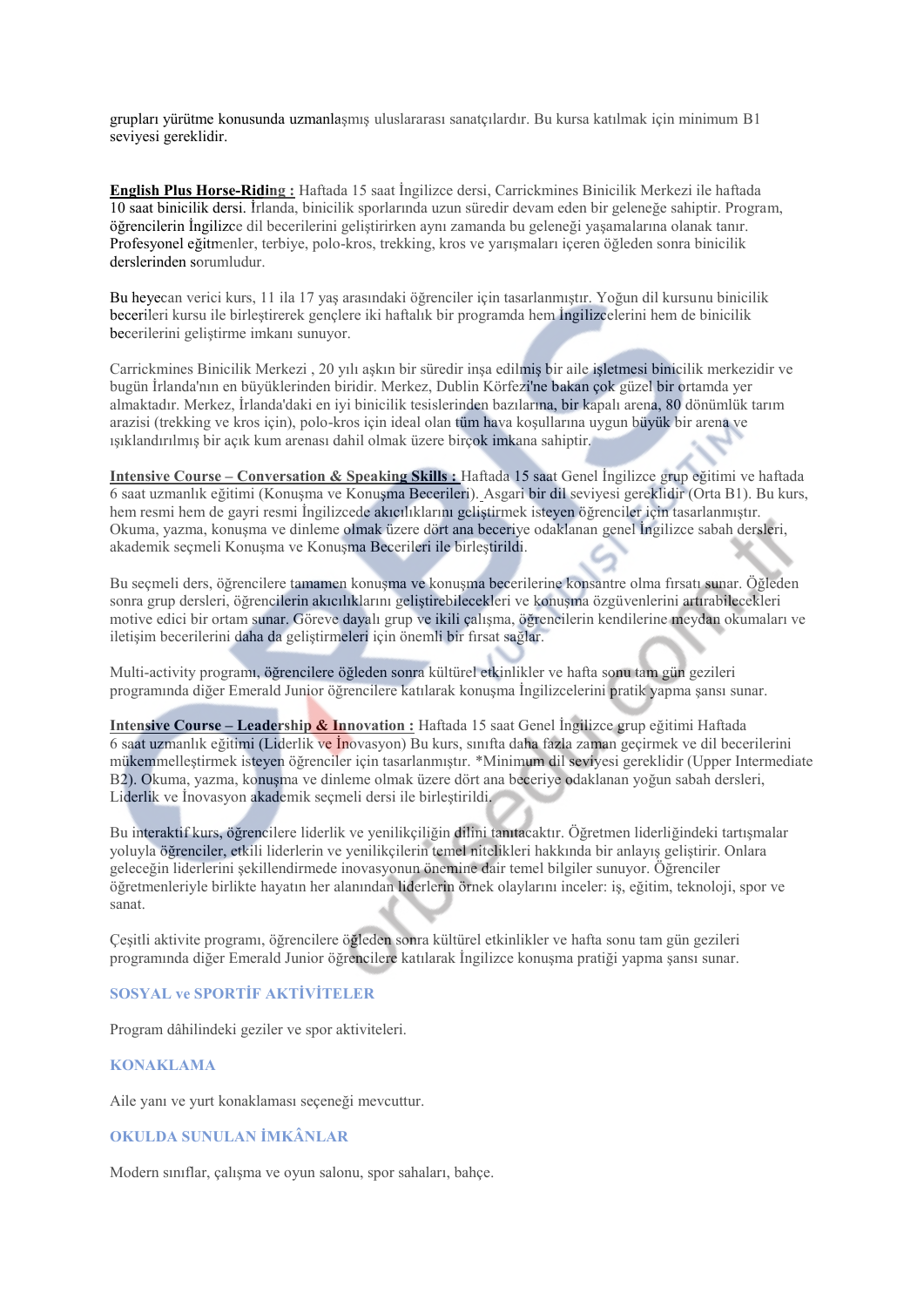grupları yürütme konusunda uzmanlaşmış uluslararası sanatçılardır. Bu kursa katılmak için minimum B1 seviyesi gereklidir.

**English Plus Horse-Riding :** Haftada 15 saat İngilizce dersi, Carrickmines Binicilik Merkezi ile haftada 10 saat binicilik dersi. İrlanda, binicilik sporlarında uzun süredir devam eden bir geleneğe sahiptir. Program, öğrencilerin İngilizce dil becerilerini geliştirirken aynı zamanda bu geleneği yaşamalarına olanak tanır. Profesyonel eğitmenler, terbiye, polo-kros, trekking, kros ve yarışmaları içeren öğleden sonra binicilik derslerinden sorumludur.

Bu heyecan verici kurs, 11 ila 17 yaş arasındaki öğrenciler için tasarlanmıştır. Yoğun dil kursunu binicilik becerileri kursu ile birleştirerek gençlere iki haftalık bir programda hem İngilizcelerini hem de binicilik becerilerini geliştirme imkanı sunuyor.

Carrickmines Binicilik Merkezi , 20 yılı aşkın bir süredir inşa edilmiş bir aile işletmesi binicilik merkezidir ve bugün İrlanda'nın en büyüklerinden biridir. Merkez, Dublin Körfezi'ne bakan çok güzel bir ortamda yer almaktadır. Merkez, İrlanda'daki en iyi binicilik tesislerinden bazılarına, bir kapalı arena, 80 dönümlük tarım arazisi (trekking ve kros için), polo-kros için ideal olan tüm hava koşullarına uygun büyük bir arena ve ışıklandırılmış bir açık kum arenası dahil olmak üzere birçok imkana sahiptir.

**Intensive Course – Conversation & Speaking Skills :** Haftada 15 saat Genel İngilizce grup eğitimi ve haftada 6 saat uzmanlık eğitimi (Konuşma ve Konuşma Becerileri). Asgari bir dil seviyesi gereklidir (Orta B1). Bu kurs, hem resmi hem de gayri resmi İngilizcede akıcılıklarını geliştirmek isteyen öğrenciler için tasarlanmıştır. Okuma, yazma, konuşma ve dinleme olmak üzere dört ana beceriye odaklanan genel İngilizce sabah dersleri, akademik seçmeli Konuşma ve Konuşma Becerileri ile birleştirildi.

Bu seçmeli ders, öğrencilere tamamen konuşma ve konuşma becerilerine konsantre olma fırsatı sunar. Öğleden sonra grup dersleri, öğrencilerin akıcılıklarını geliştirebilecekleri ve konuşma özgüvenlerini artırabilecekleri motive edici bir ortam sunar. Göreve dayalı grup ve ikili çalışma, öğrencilerin kendilerine meydan okumaları ve iletişim becerilerini daha da geliştirmeleri için önemli bir fırsat sağlar.

Multi-activity programı, öğrencilere öğleden sonra kültürel etkinlikler ve hafta sonu tam gün gezileri programında diğer Emerald Junior öğrencilere katılarak konuşma İngilizcelerini pratik yapma şansı sunar.

**Intensive Course – Leadership & Innovation :** Haftada 15 saat Genel İngilizce grup eğitimi Haftada 6 saat uzmanlık eğitimi (Liderlik ve İnovasyon) Bu kurs, sınıfta daha fazla zaman geçirmek ve dil becerilerini mükemmelleştirmek isteyen öğrenciler için tasarlanmıştır. *Minimum dil seviyesi gereklidir (Upper Intermediate B2). Okuma, yazma, konuşma ve dinleme olmak üzere dört ana beceriye odaklanan yoğun sabah dersleri, Liderlik ve İnovasyon akademik seçmeli dersi ile birleştirildi.

Bu interaktif kurs, öğrencilere liderlik ve yenilikçiliğin dilini tanıtacaktır. Öğretmen liderliğindeki tartışmalar yoluyla öğrenciler, etkili liderlerin ve yenilikçilerin temel nitelikleri hakkında bir anlayış geliştirir. Onlara geleceğin liderlerini şekillendirmede inovasyonun önemine dair temel bilgiler sunuyor. Öğrenciler öğretmenleriyle birlikte hayatın her alanından liderlerin örnek olaylarını inceler: iş, eğitim, teknoloji, spor ve sanat.

Çeşitli aktivite programı, öğrencilere öğleden sonra kültürel etkinlikler ve hafta sonu tam gün gezileri programında diğer Emerald Junior öğrencilere katılarak İngilizce konuşma pratiği yapma şansı sunar.

## SOSYAL ve SPORTİF AKTİVİTELER

Program dâhilindeki geziler ve spor aktiviteleri.

## KONAKLAMA

Aile yanı ve yurt konaklaması seçeneği mevcuttur.

## OKULDA SUNULAN İMKÂNLAR

Modern sınıflar, çalışma ve oyun salonu, spor sahaları, bahçe.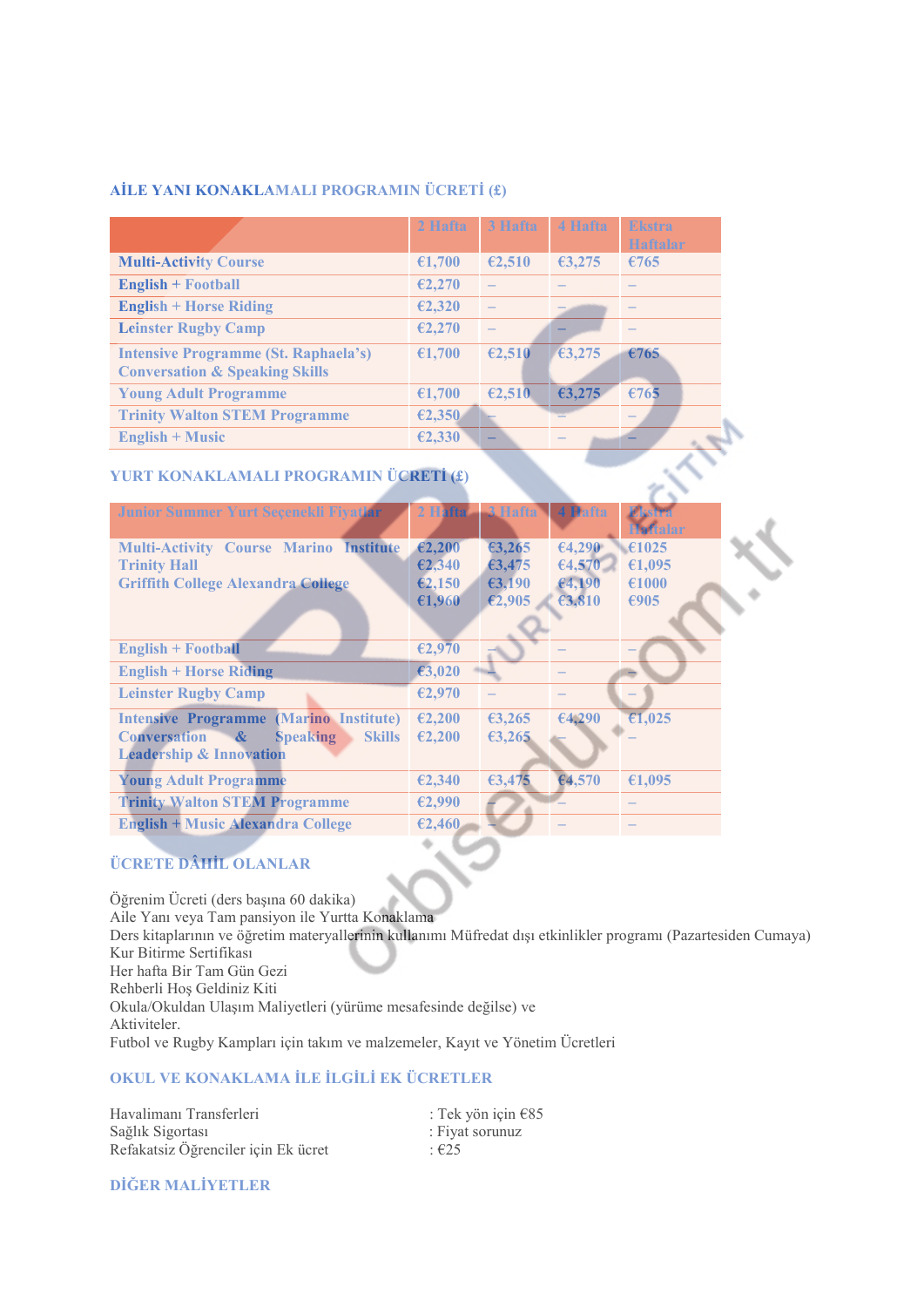### AİLE YANI KONAKLAMALI PROGRAMIN ÜCRETİ (£)

| | 2 Hafta | 3 Hafta | 4 Hafta | Ekstra Haftalar |
|---|---|---|---|---|
| Multi-Activity Course | €1,700 | €2,510 | €3,275 | €765 |
| English + Football | €2,270 | – | – | – |
| English + Horse Riding | €2,320 | – | – | – |
| Leinster Rugby Camp | €2,270 | – | – | – |
| Intensive Programme (St. Raphaela's) Conversation & Speaking Skills | €1,700 | €2,510 | €3,275 | €765 |
| Young Adult Programme | €1,700 | €2,510 | €3,275 | €765 |
| Trinity Walton STEM Programme | €2,350 | – | – | – |
| English + Music | €2,330 | – | – | – |

### YURT KONAKLAMALI PROGRAMIN ÜCRETİ (£)

| Junior Summer Yurt Seçenekli Fiyatlar | 2 Hafta | 3 Hafta | 4 Hafta | Ekstra Haftalar |
|---|---|---|---|---|
| Multi-Activity Course Marino Institute<br>Trinity Hall<br>Griffith College Alexandra College | €2,200<br>€2,340<br>€2,150<br>€1,960 | €3,265<br>€3,475<br>€3,190<br>€2,905 | €4,290<br>€4,570<br>€4,190<br>€3,810 | €1025<br>€1,095<br>€1000<br>€905 |
| English + Football | €2,970 | – | – | – |
| English + Horse Riding | €3,020 | – | – | – |
| Leinster Rugby Camp | €2,970 | – | – | – |
| Intensive Programme (Marino Institute) Conversation & Speaking Skills Leadership & Innovation | €2,200<br>€2,200 | €3,265<br>€3,265 | €4,290<br>– | €1,025<br>– |
| Young Adult Programme | €2,340 | €3,475 | €4,570 | €1,095 |
| Trinity Walton STEM Programme | €2,990 | – | – | – |
| English + Music Alexandra College | €2,460 | – | – | – |

### ÜCRETE DÂHİL OLANLAR

Öğrenim Ücreti (ders başına 60 dakika)
Aile Yanı veya Tam pansiyon ile Yurtta Konaklama
Ders kitaplarının ve öğretim materyallerinin kullanımı Müfredat dışı etkinlikler programı (Pazartesiden Cumaya)
Kur Bitirme Sertifikası
Her hafta Bir Tam Gün Gezi
Rehberli Hoş Geldiniz Kiti
Okula/Okuldan Ulaşım Maliyetleri (yürüme mesafesinde değilse) ve
Aktiviteler.
Futbol ve Rugby Kampları için takım ve malzemeler, Kayıt ve Yönetim Ücretleri

### OKUL VE KONAKLAMA İLE İLGİLİ EK ÜCRETLER

Havalimanı Transferleri : Tek yön için €85
Sağlık Sigortası : Fiyat sorunuz
Refakatsiz Öğrenciler için Ek ücret : €25

### DİĞER MALİYETLER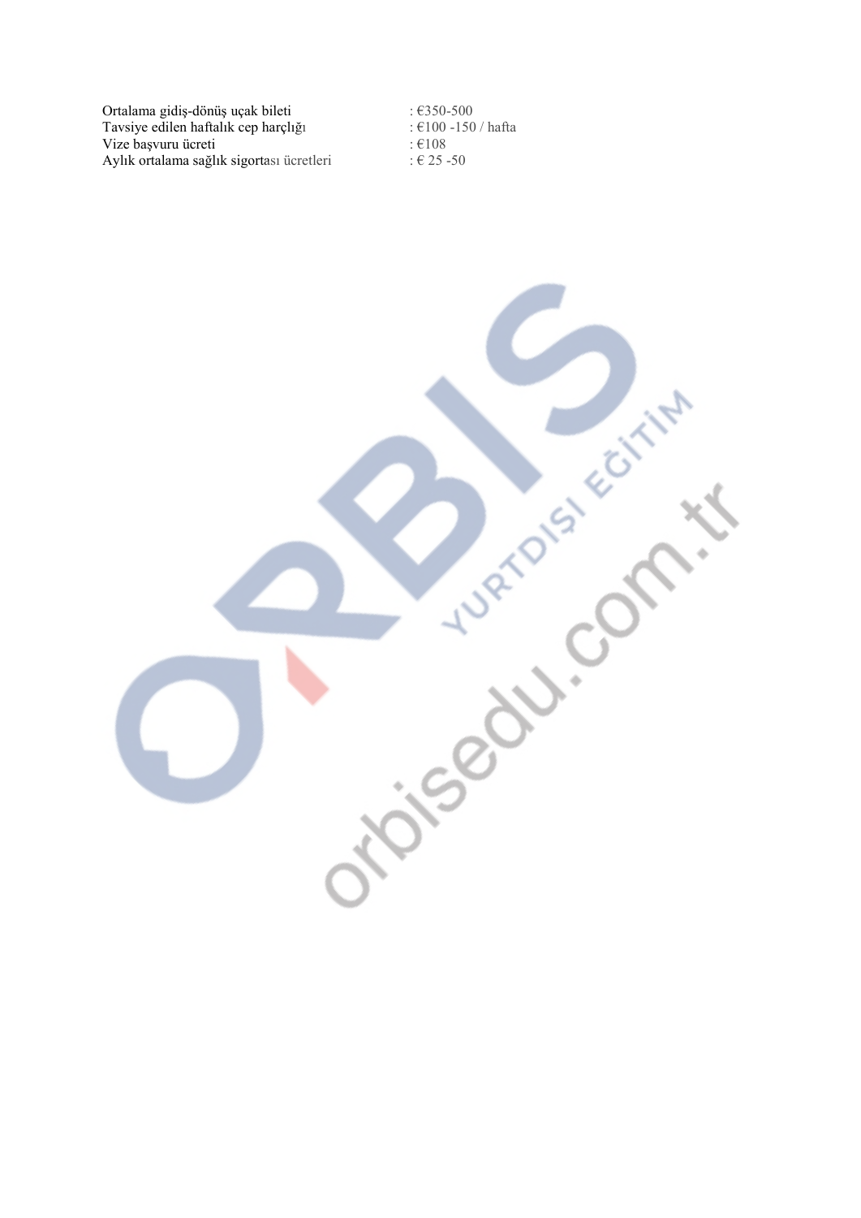| | |
|---|---|
| Ortalama gidiş-dönüş uçak bileti | : €350-500 |
| Tavsiye edilen haftalık cep harçlığı | : €100 -150 / hafta |
| Vize başvuru ücreti | : €108 |
| Aylık ortalama sağlık sigortası ücretleri | : € 25 -50 |